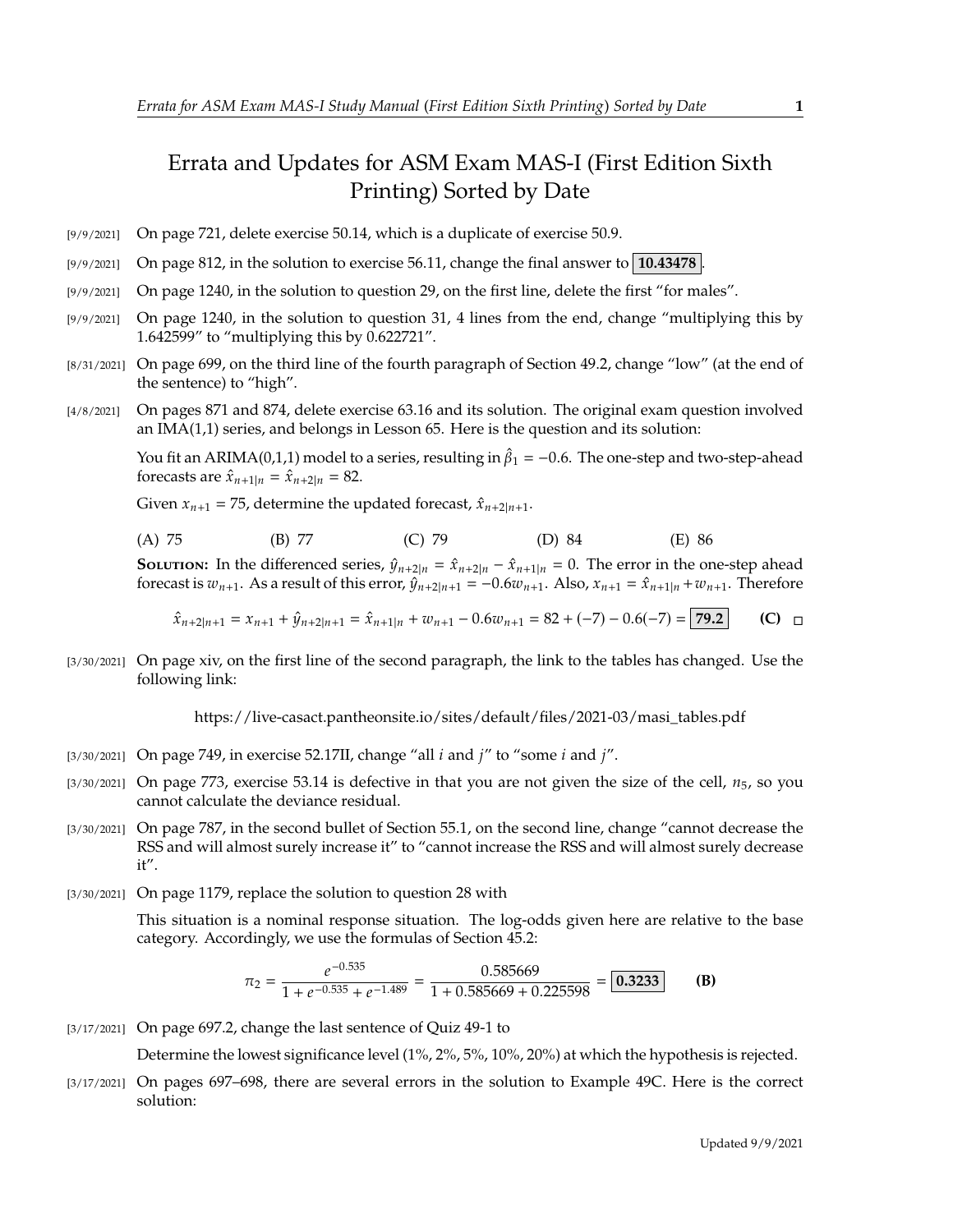# Errata and Updates for ASM Exam MAS-I (First Edition Sixth Printing) Sorted by Date

[9/9/2021] On page 721, delete exercise 50.14, which is a duplicate of exercise 50.9.

[9/9/2021] On page 812, in the solution to exercise 56.11, change the final answer to **10.43478**.

[9/9/2021] On page 1240, in the solution to question 29, on the first line, delete the first "for males".

[9/9/2021] On page 1240, in the solution to question 31, 4 lines from the end, change "multiplying this by 1.642599" to "multiplying this by 0.622721".

[8/31/2021] On page 699, on the third line of the fourth paragraph of Section 49.2, change "low" (at the end of the sentence) to "high".

[4/8/2021] On pages 871 and 874, delete exercise 63.16 and its solution. The original exam question involved an IMA(1,1) series, and belongs in Lesson 65. Here is the question and its solution:

You fit an ARIMA(0,1,1) model to a series, resulting in $\hat{\beta}_1 = -0.6$. The one-step and two-step-ahead forecasts are $\hat{x}_{n+1|n} = \hat{x}_{n+2|n} = 82$.

Given $x_{n+1} = 75$, determine the updated forecast, $\hat{x}_{n+2|n+1}$.

(A) 75 (B) 77 (C) 79 (D) 84 (E) 86

**Solution:** In the differenced series, $\hat{y}_{n+2|n} = \hat{x}_{n+2|n} - \hat{x}_{n+1|n} = 0$. The error in the one-step ahead forecast is $w_{n+1}$. As a result of this error, $\hat{y}_{n+2|n+1} = -0.6w_{n+1}$. Also, $x_{n+1} = \hat{x}_{n+1|n} + w_{n+1}$. Therefore

$$\hat{x}_{n+2|n+1} = x_{n+1} + \hat{y}_{n+2|n+1} = \hat{x}_{n+1|n} + w_{n+1} - 0.6w_{n+1} = 82 + (-7) - 0.6(-7) = \boxed{79.2} \quad \textbf{(C)}$$

[3/30/2021] On page xiv, on the first line of the second paragraph, the link to the tables has changed. Use the following link:

https://live-casact.pantheonsite.io/sites/default/files/2021-03/masi_tables.pdf

[3/30/2021] On page 749, in exercise 52.17II, change "all $i$ and $j$" to "some $i$ and $j$".

[3/30/2021] On page 773, exercise 53.14 is defective in that you are not given the size of the cell, $n_5$, so you cannot calculate the deviance residual.

[3/30/2021] On page 787, in the second bullet of Section 55.1, on the second line, change "cannot decrease the RSS and will almost surely increase it" to "cannot increase the RSS and will almost surely decrease it".

[3/30/2021] On page 1179, replace the solution to question 28 with

This situation is a nominal response situation. The log-odds given here are relative to the base category. Accordingly, we use the formulas of Section 45.2:

$$\pi_2 = \frac{e^{-0.535}}{1 + e^{-0.535} + e^{-1.489}} = \frac{0.585669}{1 + 0.585669 + 0.225598} = \boxed{0.3233} \quad \textbf{(B)}$$

[3/17/2021] On page 697.2, change the last sentence of Quiz 49-1 to

Determine the lowest significance level (1%, 2%, 5%, 10%, 20%) at which the hypothesis is rejected.

[3/17/2021] On pages 697–698, there are several errors in the solution to Example 49C. Here is the correct solution: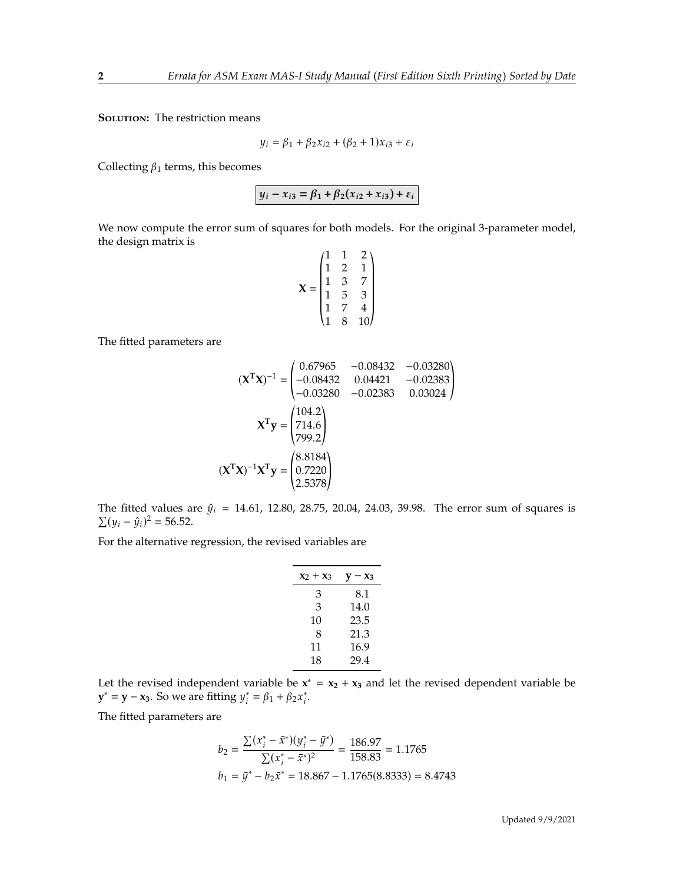**Solution:** The restriction means

$$y_i = \beta_1 + \beta_2 x_{i2} + (\beta_2 + 1)x_{i3} + \varepsilon_i$$

Collecting $\beta_1$ terms, this becomes

$$\boxed{\boldsymbol{y_i - x_{i3} = \beta_1 + \beta_2(x_{i2} + x_{i3}) + \varepsilon_i}}$$

We now compute the error sum of squares for both models. For the original 3-parameter model, the design matrix is

$$\mathbf{X} = \begin{pmatrix} 1 & 1 & 2 \\ 1 & 2 & 1 \\ 1 & 3 & 7 \\ 1 & 5 & 3 \\ 1 & 7 & 4 \\ 1 & 8 & 10 \end{pmatrix}$$

The fitted parameters are

$$(\mathbf{X}^\mathbf{T}\mathbf{X})^{-1} = \begin{pmatrix} 0.67965 & -0.08432 & -0.03280 \\ -0.08432 & 0.04421 & -0.02383 \\ -0.03280 & -0.02383 & 0.03024 \end{pmatrix}$$

$$\mathbf{X}^\mathbf{T}\mathbf{y} = \begin{pmatrix} 104.2 \\ 714.6 \\ 799.2 \end{pmatrix}$$

$$(\mathbf{X}^\mathbf{T}\mathbf{X})^{-1}\mathbf{X}^\mathbf{T}\mathbf{y} = \begin{pmatrix} 8.8184 \\ 0.7220 \\ 2.5378 \end{pmatrix}$$

The fitted values are $\hat{y}_i$ = 14.61, 12.80, 28.75, 20.04, 24.03, 39.98. The error sum of squares is $\sum(y_i - \hat{y}_i)^2 = 56.52$.

For the alternative regression, the revised variables are

| $\mathbf{x}_2 + \mathbf{x}_3$ | $\mathbf{y} - \mathbf{x}_3$ |
|---|---|
| 3 | 8.1 |
| 3 | 14.0 |
| 10 | 23.5 |
| 8 | 21.3 |
| 11 | 16.9 |
| 18 | 29.4 |

Let the revised independent variable be $\mathbf{x}^* = \mathbf{x_2} + \mathbf{x_3}$ and let the revised dependent variable be $\mathbf{y}^* = \mathbf{y} - \mathbf{x_3}$. So we are fitting $y_i^* = \beta_1 + \beta_2 x_i^*$.

The fitted parameters are

$$b_2 = \frac{\sum(x_i^* - \bar{x}^*)(y_i^* - \bar{y}^*)}{\sum(x_i^* - \bar{x}^*)^2} = \frac{186.97}{158.83} = 1.1765$$

$$b_1 = \bar{y}^* - b_2\bar{x}^* = 18.867 - 1.1765(8.8333) = 8.4743$$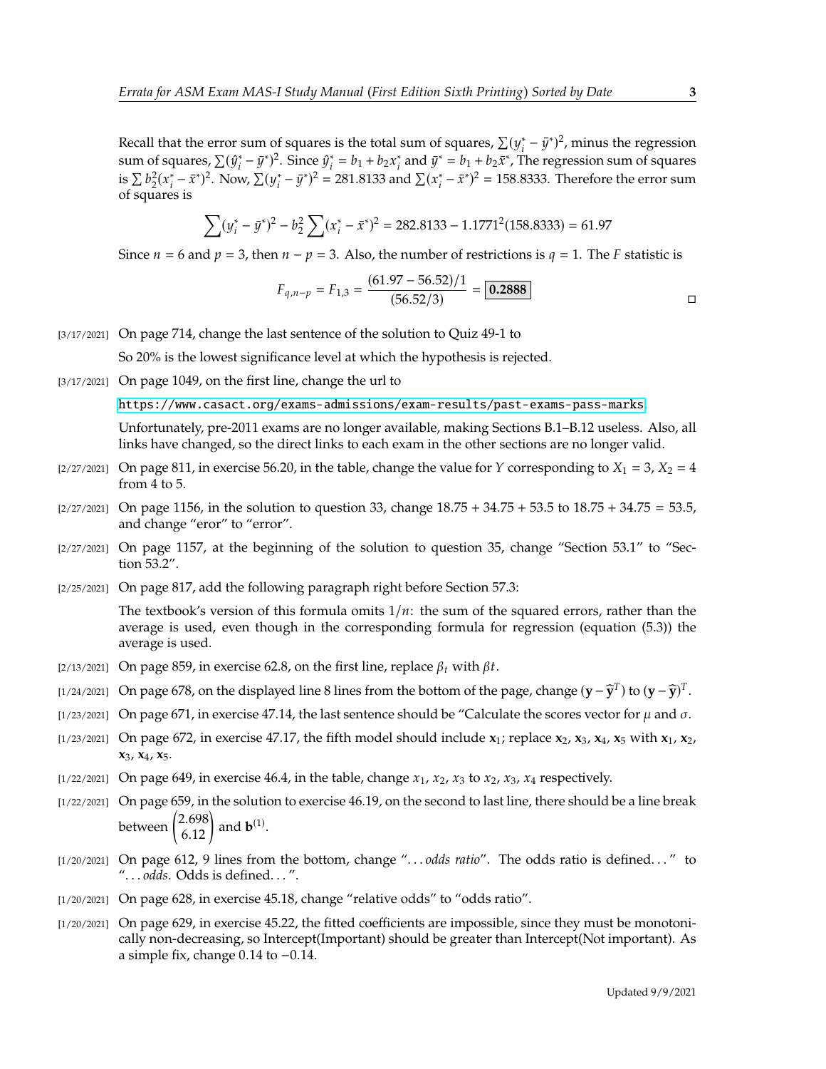Recall that the error sum of squares is the total sum of squares, $\sum(y_i^* - \bar{y}^*)^2$, minus the regression sum of squares, $\sum(\hat{y}_i^* - \bar{y}^*)^2$. Since $\hat{y}_i^* = b_1 + b_2 x_i^*$ and $\bar{y}^* = b_1 + b_2\bar{x}^*$, The regression sum of squares is $\sum b_2^2(x_i^* - \bar{x}^*)^2$. Now, $\sum(y_i^* - \bar{y}^*)^2 = 281.8133$ and $\sum(x_i^* - \bar{x}^*)^2 = 158.8333$. Therefore the error sum of squares is

$$\sum(y_i^* - \bar{y}^*)^2 - b_2^2 \sum(x_i^* - \bar{x}^*)^2 = 282.8133 - 1.1771^2(158.8333) = 61.97$$

Since $n = 6$ and $p = 3$, then $n - p = 3$. Also, the number of restrictions is $q = 1$. The $F$ statistic is

$$F_{q,n-p} = F_{1,3} = \frac{(61.97 - 56.52)/1}{(56.52/3)} = \boxed{\mathbf{0.2888}}$$

□

[3/17/2021] On page 714, change the last sentence of the solution to Quiz 49-1 to

So 20% is the lowest significance level at which the hypothesis is rejected.

[3/17/2021] On page 1049, on the first line, change the url to

https://www.casact.org/exams-admissions/exam-results/past-exams-pass-marks

Unfortunately, pre-2011 exams are no longer available, making Sections B.1–B.12 useless. Also, all links have changed, so the direct links to each exam in the other sections are no longer valid.

[2/27/2021] On page 811, in exercise 56.20, in the table, change the value for $Y$ corresponding to $X_1 = 3$, $X_2 = 4$ from 4 to 5.

[2/27/2021] On page 1156, in the solution to question 33, change 18.75 + 34.75 + 53.5 to 18.75 + 34.75 = 53.5, and change "eror" to "error".

[2/27/2021] On page 1157, at the beginning of the solution to question 35, change "Section 53.1" to "Section 53.2".

[2/25/2021] On page 817, add the following paragraph right before Section 57.3:

The textbook's version of this formula omits $1/n$: the sum of the squared errors, rather than the average is used, even though in the corresponding formula for regression (equation (5.3)) the average is used.

[2/13/2021] On page 859, in exercise 62.8, on the first line, replace $\beta_t$ with $\beta t$.

[1/24/2021] On page 678, on the displayed line 8 lines from the bottom of the page, change $(\mathbf{y} - \widehat{\mathbf{y}}^T)$ to $(\mathbf{y} - \widehat{\mathbf{y}})^T$.

[1/23/2021] On page 671, in exercise 47.14, the last sentence should be "Calculate the scores vector for $\mu$ and $\sigma$.

[1/23/2021] On page 672, in exercise 47.17, the fifth model should include $\mathbf{x}_1$; replace $\mathbf{x}_2$, $\mathbf{x}_3$, $\mathbf{x}_4$, $\mathbf{x}_5$ with $\mathbf{x}_1$, $\mathbf{x}_2$, $\mathbf{x}_3$, $\mathbf{x}_4$, $\mathbf{x}_5$.

[1/22/2021] On page 649, in exercise 46.4, in the table, change $x_1$, $x_2$, $x_3$ to $x_2$, $x_3$, $x_4$ respectively.

[1/22/2021] On page 659, in the solution to exercise 46.19, on the second to last line, there should be a line break between $\begin{pmatrix} 2.698 \\ 6.12 \end{pmatrix}$ and $\mathbf{b}^{(1)}$.

[1/20/2021] On page 612, 9 lines from the bottom, change "... *odds ratio*". The odds ratio is defined..." to "... *odds*. Odds is defined...".

[1/20/2021] On page 628, in exercise 45.18, change "relative odds" to "odds ratio".

[1/20/2021] On page 629, in exercise 45.22, the fitted coefficients are impossible, since they must be monotonically non-decreasing, so Intercept(Important) should be greater than Intercept(Not important). As a simple fix, change 0.14 to −0.14.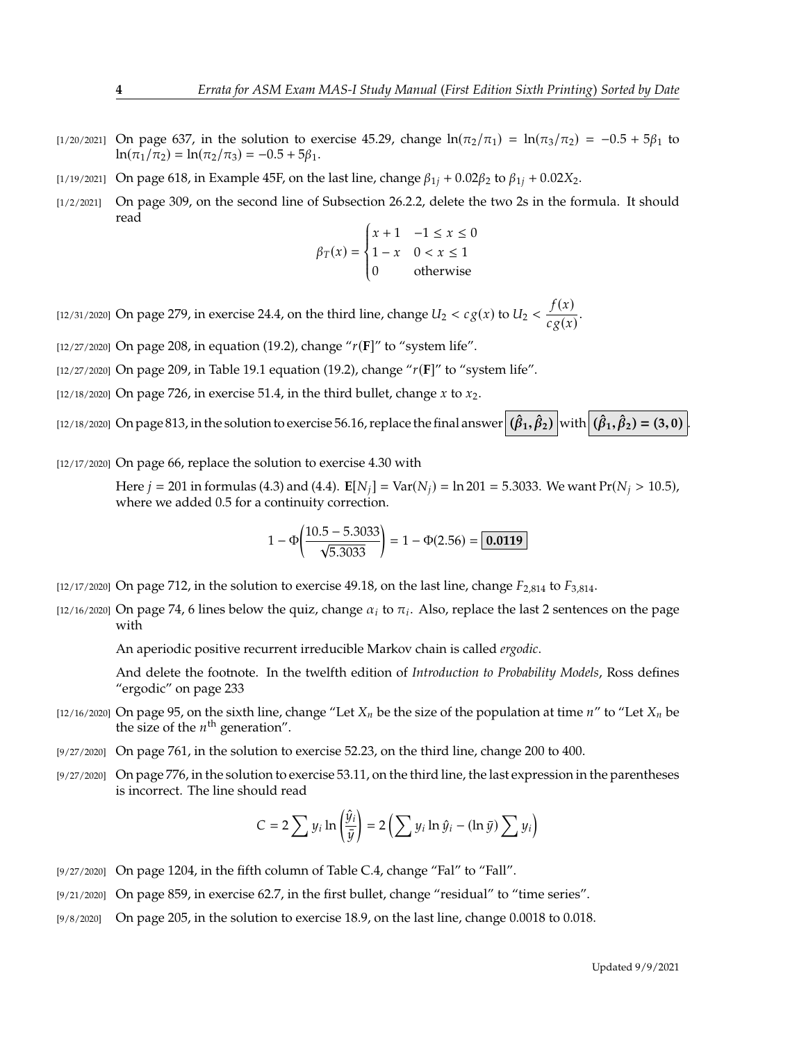[1/20/2021] On page 637, in the solution to exercise 45.29, change $\ln(\pi_2/\pi_1) = \ln(\pi_3/\pi_2) = -0.5 + 5\beta_1$ to $\ln(\pi_1/\pi_2) = \ln(\pi_2/\pi_3) = -0.5 + 5\beta_1$.

[1/19/2021] On page 618, in Example 45F, on the last line, change $\beta_{1j} + 0.02\beta_2$ to $\beta_{1j} + 0.02X_2$.

[1/2/2021] On page 309, on the second line of Subsection 26.2.2, delete the two 2s in the formula. It should read

$$\beta_T(x) = \begin{cases} x+1 & -1 \le x \le 0 \\ 1-x & 0 < x \le 1 \\ 0 & \text{otherwise} \end{cases}$$

[12/31/2020] On page 279, in exercise 24.4, on the third line, change $U_2 < cg(x)$ to $U_2 < \dfrac{f(x)}{cg(x)}$.

[12/27/2020] On page 208, in equation (19.2), change "$r(\mathbf{F})$" to "system life".

[12/27/2020] On page 209, in Table 19.1 equation (19.2), change "$r(\mathbf{F})$" to "system life".

[12/18/2020] On page 726, in exercise 51.4, in the third bullet, change $x$ to $x_2$.

[12/18/2020] On page 813, in the solution to exercise 56.16, replace the final answer $\boxed{(\hat\beta_1, \hat\beta_2)}$ with $\boxed{(\hat\beta_1, \hat\beta_2) = (3, 0)}$.

[12/17/2020] On page 66, replace the solution to exercise 4.30 with

> Here $j = 201$ in formulas (4.3) and (4.4). $\mathbf{E}[N_j] = \operatorname{Var}(N_j) = \ln 201 = 5.3033$. We want $\Pr(N_j > 10.5)$, where we added 0.5 for a continuity correction.
>
> $$1 - \Phi\left(\frac{10.5 - 5.3033}{\sqrt{5.3033}}\right) = 1 - \Phi(2.56) = \boxed{0.0119}$$

[12/17/2020] On page 712, in the solution to exercise 49.18, on the last line, change $F_{2,814}$ to $F_{3,814}$.

[12/16/2020] On page 74, 6 lines below the quiz, change $\alpha_i$ to $\pi_i$. Also, replace the last 2 sentences on the page with

> An aperiodic positive recurrent irreducible Markov chain is called *ergodic*.

And delete the footnote. In the twelfth edition of *Introduction to Probability Models*, Ross defines "ergodic" on page 233

[12/16/2020] On page 95, on the sixth line, change "Let $X_n$ be the size of the population at time $n$" to "Let $X_n$ be the size of the $n^{\text{th}}$ generation".

[9/27/2020] On page 761, in the solution to exercise 52.23, on the third line, change 200 to 400.

[9/27/2020] On page 776, in the solution to exercise 53.11, on the third line, the last expression in the parentheses is incorrect. The line should read

$$C = 2\sum y_i \ln\left(\frac{\hat y_i}{\bar y}\right) = 2\left(\sum y_i \ln \hat y_i - (\ln \bar y)\sum y_i\right)$$

[9/27/2020] On page 1204, in the fifth column of Table C.4, change "Fal" to "Fall".

[9/21/2020] On page 859, in exercise 62.7, in the first bullet, change "residual" to "time series".

[9/8/2020] On page 205, in the solution to exercise 18.9, on the last line, change 0.0018 to 0.018.

Updated 9/9/2021